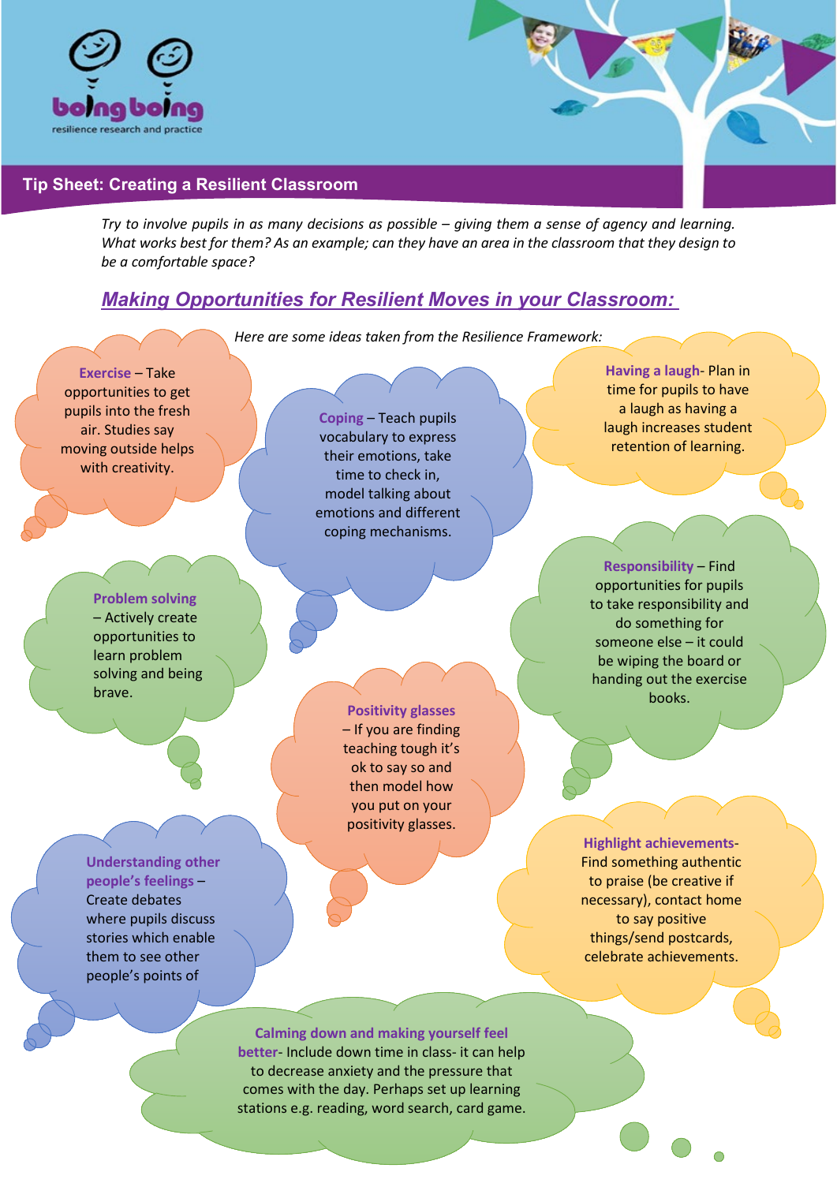boing boing
resilience research and practice

## Tip Sheet: Creating a Resilient Classroom

*Try to involve pupils in as many decisions as possible – giving them a sense of agency and learning. What works best for them? As an example; can they have an area in the classroom that they design to be a comfortable space?*

## Making Opportunities for Resilient Moves in your Classroom:

*Here are some ideas taken from the Resilience Framework:*

**Exercise** – Take opportunities to get pupils into the fresh air. Studies say moving outside helps with creativity.

**Coping** – Teach pupils vocabulary to express their emotions, take time to check in, model talking about emotions and different coping mechanisms.

**Having a laugh**- Plan in time for pupils to have a laugh as having a laugh increases student retention of learning.

**Problem solving** – Actively create opportunities to learn problem solving and being brave.

**Responsibility** – Find opportunities for pupils to take responsibility and do something for someone else – it could be wiping the board or handing out the exercise books.

**Positivity glasses** – If you are finding teaching tough it's ok to say so and then model how you put on your positivity glasses.

**Understanding other people's feelings** – Create debates where pupils discuss stories which enable them to see other people's points of

**Highlight achievements**- Find something authentic to praise (be creative if necessary), contact home to say positive things/send postcards, celebrate achievements.

**Calming down and making yourself feel better**- Include down time in class- it can help to decrease anxiety and the pressure that comes with the day. Perhaps set up learning stations e.g. reading, word search, card game.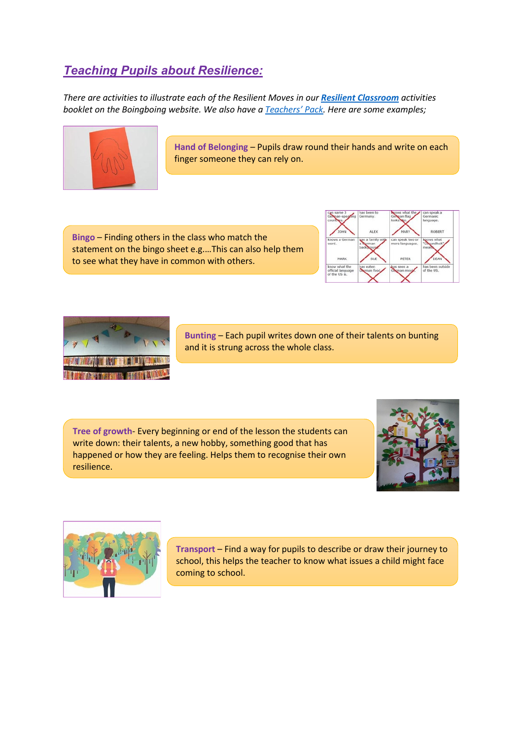## *Teaching Pupils about Resilience:*

*There are activities to illustrate each of the Resilient Moves in our* ***Resilient Classroom*** *activities booklet on the Boingboing website. We also have a* *Teachers' Pack*. *Here are some examples;*

**Hand of Belonging** – Pupils draw round their hands and write on each finger someone they can rely on.

**Bingo** – Finding others in the class who match the statement on the bingo sheet e.g....This can also help them to see what they have in common with others.

**Bunting** – Each pupil writes down one of their talents on bunting and it is strung across the whole class.

**Tree of growth**- Every beginning or end of the lesson the students can write down: their talents, a new hobby, something good that has happened or how they are feeling. Helps them to recognise their own resilience.

**Transport** – Find a way for pupils to describe or draw their journey to school, this helps the teacher to know what issues a child might face coming to school.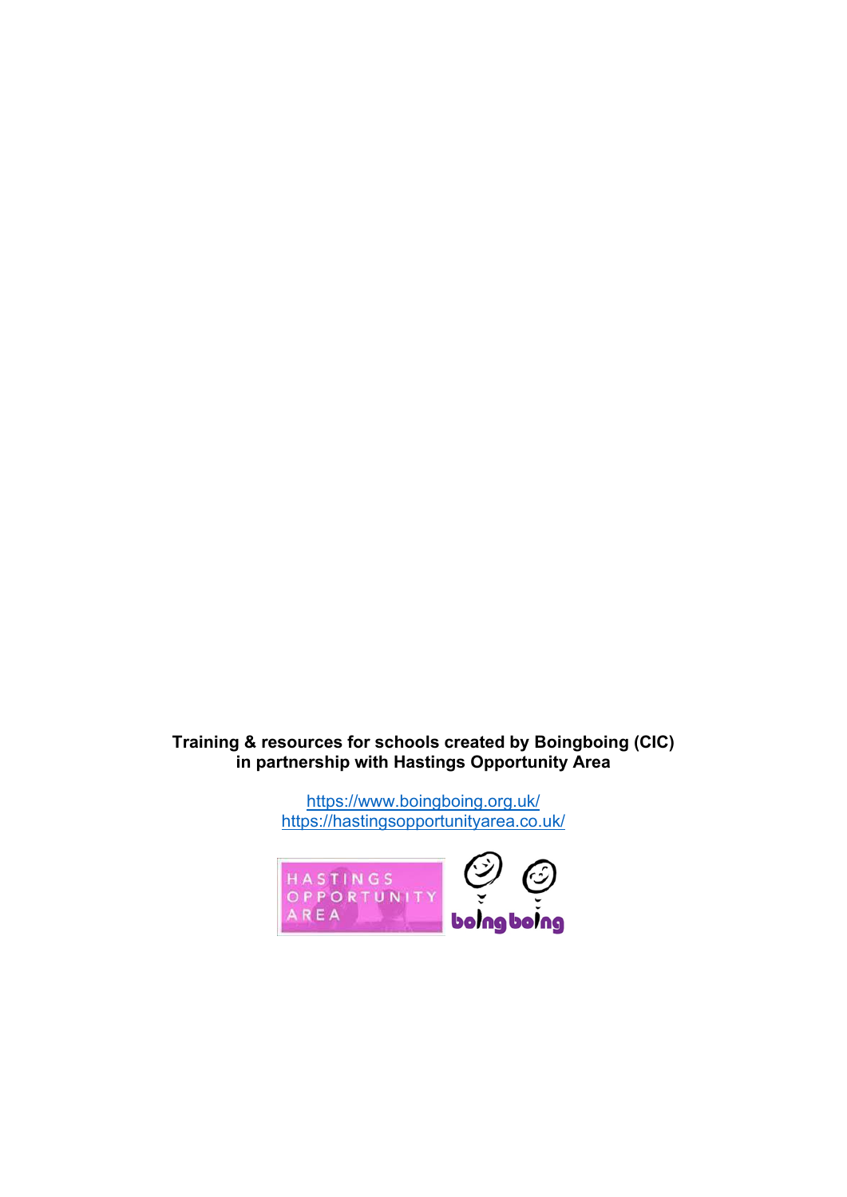**Training & resources for schools created by Boingboing (CIC) in partnership with Hastings Opportunity Area**

https://www.boingboing.org.uk/
https://hastingsopportunityarea.co.uk/